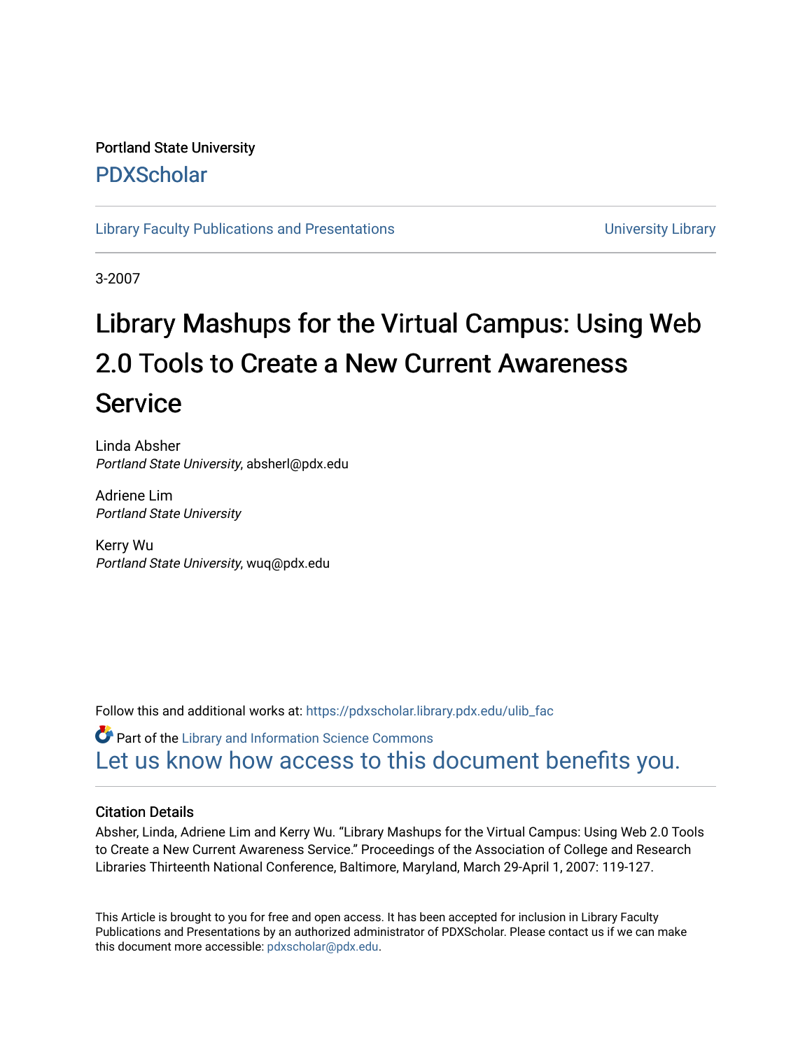Portland State University

# PDXScholar

Library Faculty Publications and Presentations | University Library

3-2007

# Library Mashups for the Virtual Campus: Using Web 2.0 Tools to Create a New Current Awareness Service

Linda Absher
*Portland State University*, absherl@pdx.edu

Adriene Lim
*Portland State University*

Kerry Wu
*Portland State University*, wuq@pdx.edu

Follow this and additional works at: https://pdxscholar.library.pdx.edu/ulib_fac

Part of the Library and Information Science Commons

Let us know how access to this document benefits you.

## Citation Details

Absher, Linda, Adriene Lim and Kerry Wu. "Library Mashups for the Virtual Campus: Using Web 2.0 Tools to Create a New Current Awareness Service." Proceedings of the Association of College and Research Libraries Thirteenth National Conference, Baltimore, Maryland, March 29-April 1, 2007: 119-127.

This Article is brought to you for free and open access. It has been accepted for inclusion in Library Faculty Publications and Presentations by an authorized administrator of PDXScholar. Please contact us if we can make this document more accessible: pdxscholar@pdx.edu.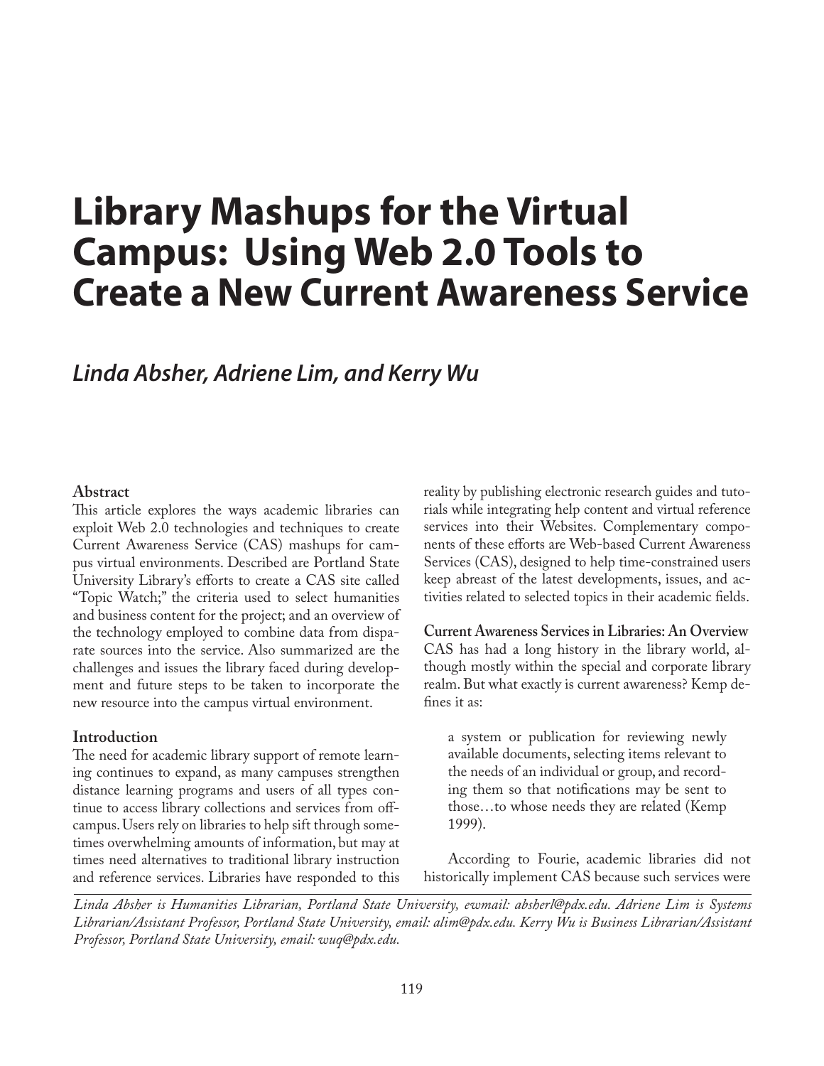# Library Mashups for the Virtual Campus: Using Web 2.0 Tools to Create a New Current Awareness Service

## *Linda Absher, Adriene Lim, and Kerry Wu*

### Abstract

This article explores the ways academic libraries can exploit Web 2.0 technologies and techniques to create Current Awareness Service (CAS) mashups for campus virtual environments. Described are Portland State University Library's efforts to create a CAS site called "Topic Watch;" the criteria used to select humanities and business content for the project; and an overview of the technology employed to combine data from disparate sources into the service. Also summarized are the challenges and issues the library faced during development and future steps to be taken to incorporate the new resource into the campus virtual environment.

### Introduction

The need for academic library support of remote learning continues to expand, as many campuses strengthen distance learning programs and users of all types continue to access library collections and services from off-campus. Users rely on libraries to help sift through sometimes overwhelming amounts of information, but may at times need alternatives to traditional library instruction and reference services. Libraries have responded to this reality by publishing electronic research guides and tutorials while integrating help content and virtual reference services into their Websites. Complementary components of these efforts are Web-based Current Awareness Services (CAS), designed to help time-constrained users keep abreast of the latest developments, issues, and activities related to selected topics in their academic fields.

### Current Awareness Services in Libraries: An Overview

CAS has had a long history in the library world, although mostly within the special and corporate library realm. But what exactly is current awareness? Kemp defines it as:

> a system or publication for reviewing newly available documents, selecting items relevant to the needs of an individual or group, and recording them so that notifications may be sent to those…to whose needs they are related (Kemp 1999).

According to Fourie, academic libraries did not historically implement CAS because such services were

---

*Linda Absher is Humanities Librarian, Portland State University, ewmail: absherl@pdx.edu. Adriene Lim is Systems Librarian/Assistant Professor, Portland State University, email: alim@pdx.edu. Kerry Wu is Business Librarian/Assistant Professor, Portland State University, email: wuq@pdx.edu.*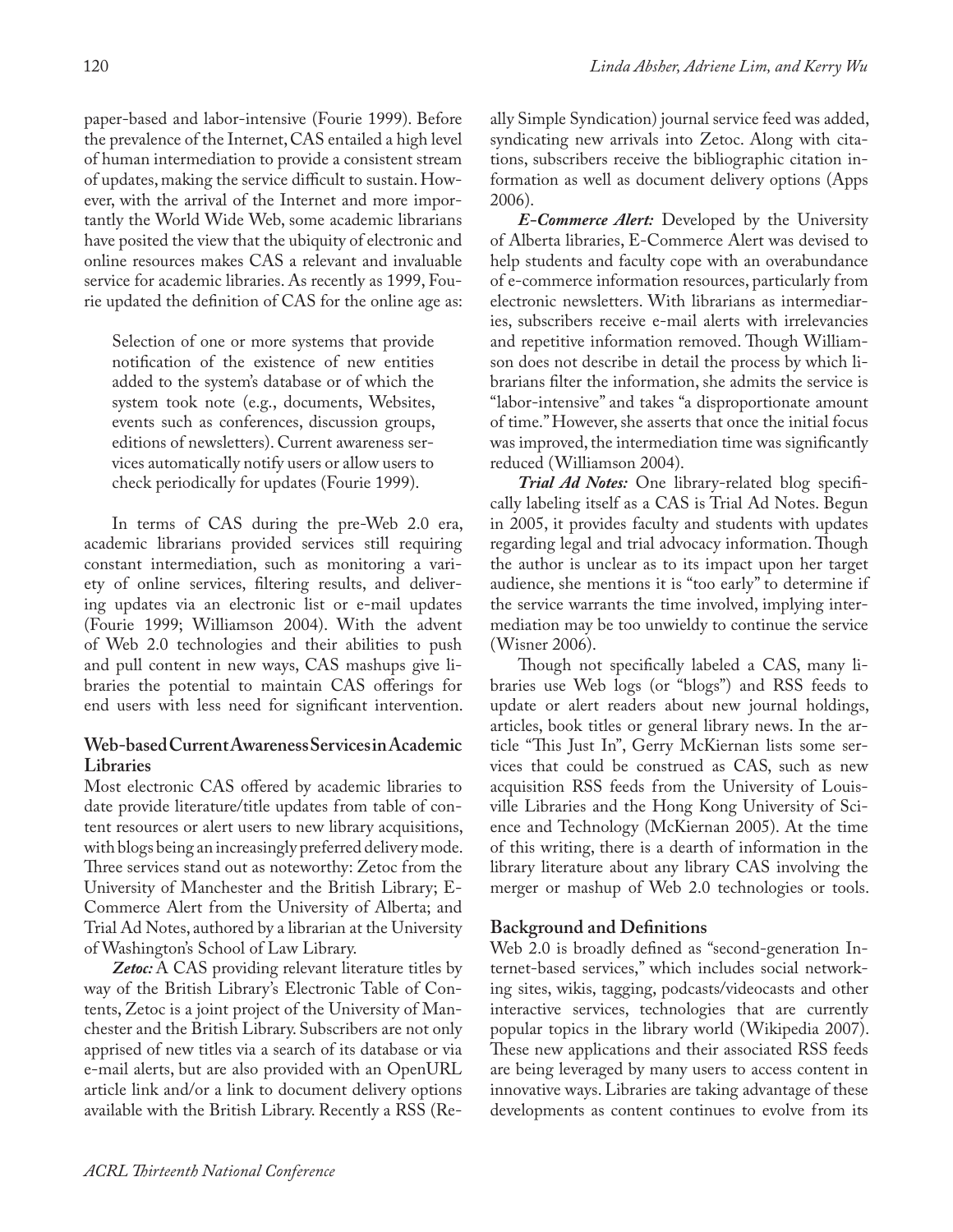paper-based and labor-intensive (Fourie 1999). Before the prevalence of the Internet, CAS entailed a high level of human intermediation to provide a consistent stream of updates, making the service difficult to sustain. However, with the arrival of the Internet and more importantly the World Wide Web, some academic librarians have posited the view that the ubiquity of electronic and online resources makes CAS a relevant and invaluable service for academic libraries. As recently as 1999, Fourie updated the definition of CAS for the online age as:

> Selection of one or more systems that provide notification of the existence of new entities added to the system's database or of which the system took note (e.g., documents, Websites, events such as conferences, discussion groups, editions of newsletters). Current awareness services automatically notify users or allow users to check periodically for updates (Fourie 1999).

In terms of CAS during the pre-Web 2.0 era, academic librarians provided services still requiring constant intermediation, such as monitoring a variety of online services, filtering results, and delivering updates via an electronic list or e-mail updates (Fourie 1999; Williamson 2004). With the advent of Web 2.0 technologies and their abilities to push and pull content in new ways, CAS mashups give libraries the potential to maintain CAS offerings for end users with less need for significant intervention.

## Web-based Current Awareness Services in Academic Libraries

Most electronic CAS offered by academic libraries to date provide literature/title updates from table of content resources or alert users to new library acquisitions, with blogs being an increasingly preferred delivery mode. Three services stand out as noteworthy: Zetoc from the University of Manchester and the British Library; E-Commerce Alert from the University of Alberta; and Trial Ad Notes, authored by a librarian at the University of Washington's School of Law Library.

***Zetoc:*** A CAS providing relevant literature titles by way of the British Library's Electronic Table of Contents, Zetoc is a joint project of the University of Manchester and the British Library. Subscribers are not only apprised of new titles via a search of its database or via e-mail alerts, but are also provided with an OpenURL article link and/or a link to document delivery options available with the British Library. Recently a RSS (Really Simple Syndication) journal service feed was added, syndicating new arrivals into Zetoc. Along with citations, subscribers receive the bibliographic citation information as well as document delivery options (Apps 2006).

***E-Commerce Alert:*** Developed by the University of Alberta libraries, E-Commerce Alert was devised to help students and faculty cope with an overabundance of e-commerce information resources, particularly from electronic newsletters. With librarians as intermediaries, subscribers receive e-mail alerts with irrelevancies and repetitive information removed. Though Williamson does not describe in detail the process by which librarians filter the information, she admits the service is "labor-intensive" and takes "a disproportionate amount of time." However, she asserts that once the initial focus was improved, the intermediation time was significantly reduced (Williamson 2004).

***Trial Ad Notes:*** One library-related blog specifically labeling itself as a CAS is Trial Ad Notes. Begun in 2005, it provides faculty and students with updates regarding legal and trial advocacy information. Though the author is unclear as to its impact upon her target audience, she mentions it is "too early" to determine if the service warrants the time involved, implying intermediation may be too unwieldy to continue the service (Wisner 2006).

Though not specifically labeled a CAS, many libraries use Web logs (or "blogs") and RSS feeds to update or alert readers about new journal holdings, articles, book titles or general library news. In the article "This Just In", Gerry McKiernan lists some services that could be construed as CAS, such as new acquisition RSS feeds from the University of Louisville Libraries and the Hong Kong University of Science and Technology (McKiernan 2005). At the time of this writing, there is a dearth of information in the library literature about any library CAS involving the merger or mashup of Web 2.0 technologies or tools.

## Background and Definitions

Web 2.0 is broadly defined as "second-generation Internet-based services," which includes social networking sites, wikis, tagging, podcasts/videocasts and other interactive services, technologies that are currently popular topics in the library world (Wikipedia 2007). These new applications and their associated RSS feeds are being leveraged by many users to access content in innovative ways. Libraries are taking advantage of these developments as content continues to evolve from its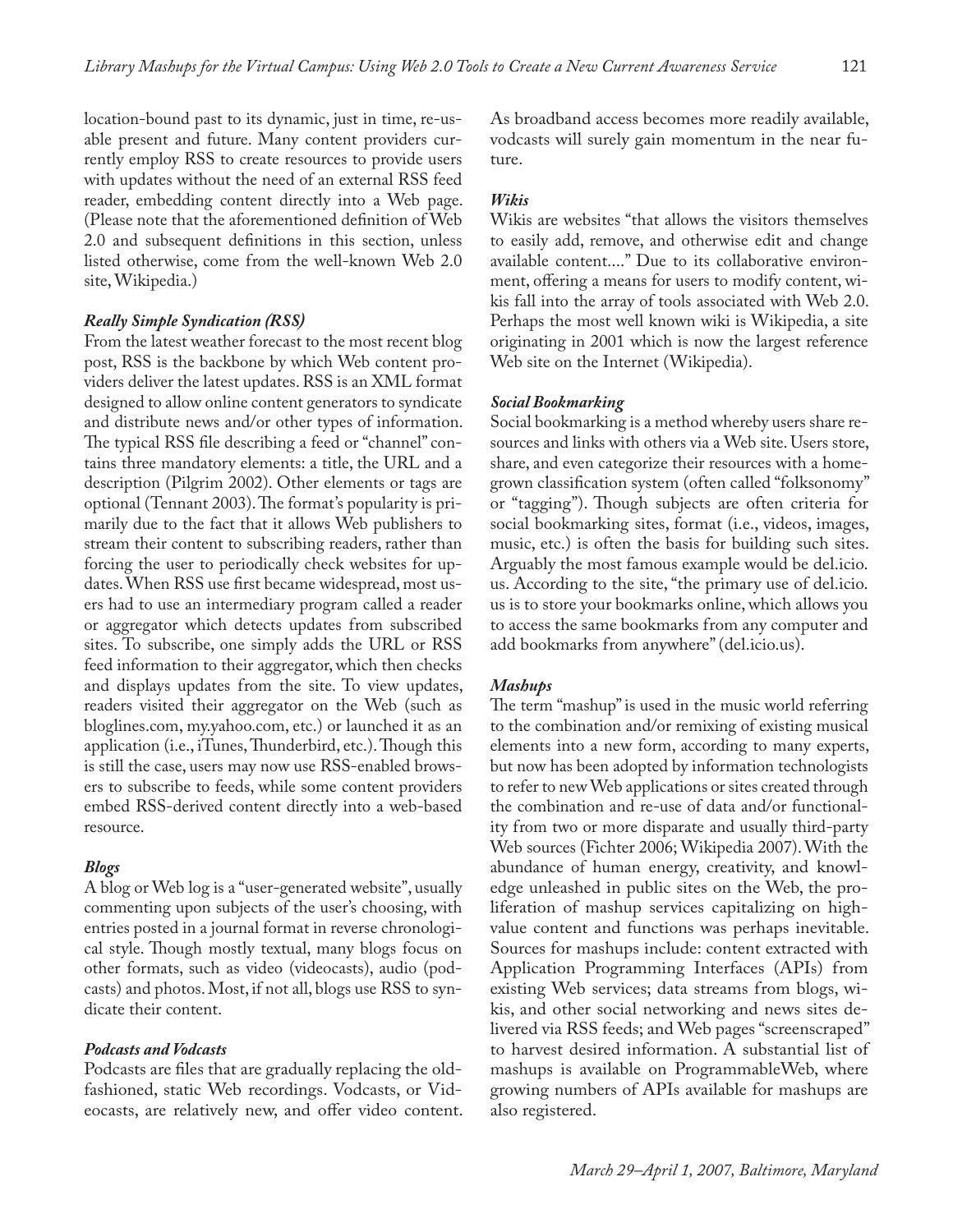location-bound past to its dynamic, just in time, re-usable present and future. Many content providers currently employ RSS to create resources to provide users with updates without the need of an external RSS feed reader, embedding content directly into a Web page. (Please note that the aforementioned definition of Web 2.0 and subsequent definitions in this section, unless listed otherwise, come from the well-known Web 2.0 site, Wikipedia.)

### *Really Simple Syndication (RSS)*

From the latest weather forecast to the most recent blog post, RSS is the backbone by which Web content providers deliver the latest updates. RSS is an XML format designed to allow online content generators to syndicate and distribute news and/or other types of information. The typical RSS file describing a feed or "channel" contains three mandatory elements: a title, the URL and a description (Pilgrim 2002). Other elements or tags are optional (Tennant 2003). The format's popularity is primarily due to the fact that it allows Web publishers to stream their content to subscribing readers, rather than forcing the user to periodically check websites for updates. When RSS use first became widespread, most users had to use an intermediary program called a reader or aggregator which detects updates from subscribed sites. To subscribe, one simply adds the URL or RSS feed information to their aggregator, which then checks and displays updates from the site. To view updates, readers visited their aggregator on the Web (such as bloglines.com, my.yahoo.com, etc.) or launched it as an application (i.e., iTunes, Thunderbird, etc.). Though this is still the case, users may now use RSS-enabled browsers to subscribe to feeds, while some content providers embed RSS-derived content directly into a web-based resource.

### *Blogs*

A blog or Web log is a "user-generated website", usually commenting upon subjects of the user's choosing, with entries posted in a journal format in reverse chronological style. Though mostly textual, many blogs focus on other formats, such as video (videocasts), audio (podcasts) and photos. Most, if not all, blogs use RSS to syndicate their content.

### *Podcasts and Vodcasts*

Podcasts are files that are gradually replacing the old-fashioned, static Web recordings. Vodcasts, or Videocasts, are relatively new, and offer video content. As broadband access becomes more readily available, vodcasts will surely gain momentum in the near future.

### *Wikis*

Wikis are websites "that allows the visitors themselves to easily add, remove, and otherwise edit and change available content…." Due to its collaborative environment, offering a means for users to modify content, wikis fall into the array of tools associated with Web 2.0. Perhaps the most well known wiki is Wikipedia, a site originating in 2001 which is now the largest reference Web site on the Internet (Wikipedia).

### *Social Bookmarking*

Social bookmarking is a method whereby users share resources and links with others via a Web site. Users store, share, and even categorize their resources with a home-grown classification system (often called "folksonomy" or "tagging"). Though subjects are often criteria for social bookmarking sites, format (i.e., videos, images, music, etc.) is often the basis for building such sites. Arguably the most famous example would be del.icio.us. According to the site, "the primary use of del.icio.us is to store your bookmarks online, which allows you to access the same bookmarks from any computer and add bookmarks from anywhere" (del.icio.us).

### *Mashups*

The term "mashup" is used in the music world referring to the combination and/or remixing of existing musical elements into a new form, according to many experts, but now has been adopted by information technologists to refer to new Web applications or sites created through the combination and re-use of data and/or functionality from two or more disparate and usually third-party Web sources (Fichter 2006; Wikipedia 2007). With the abundance of human energy, creativity, and knowledge unleashed in public sites on the Web, the proliferation of mashup services capitalizing on high-value content and functions was perhaps inevitable. Sources for mashups include: content extracted with Application Programming Interfaces (APIs) from existing Web services; data streams from blogs, wikis, and other social networking and news sites delivered via RSS feeds; and Web pages "screenscraped" to harvest desired information. A substantial list of mashups is available on ProgrammableWeb, where growing numbers of APIs available for mashups are also registered.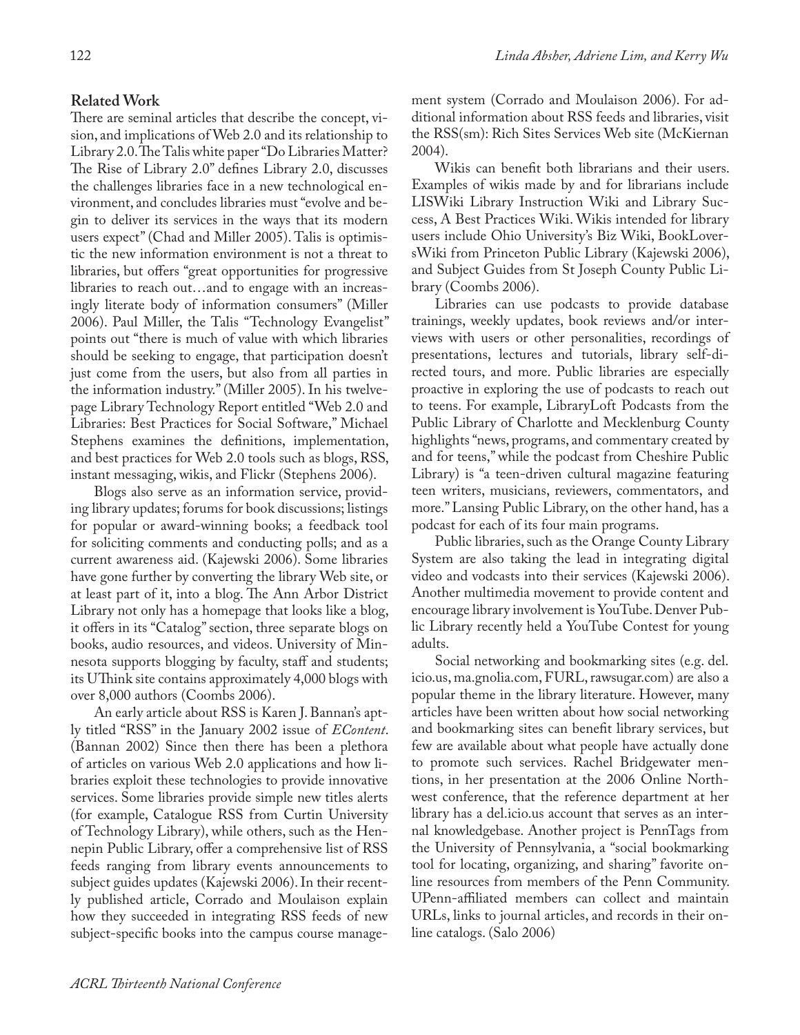## Related Work

There are seminal articles that describe the concept, vision, and implications of Web 2.0 and its relationship to Library 2.0. The Talis white paper "Do Libraries Matter? The Rise of Library 2.0" defines Library 2.0, discusses the challenges libraries face in a new technological environment, and concludes libraries must "evolve and begin to deliver its services in the ways that its modern users expect" (Chad and Miller 2005). Talis is optimistic the new information environment is not a threat to libraries, but offers "great opportunities for progressive libraries to reach out…and to engage with an increasingly literate body of information consumers" (Miller 2006). Paul Miller, the Talis "Technology Evangelist" points out "there is much of value with which libraries should be seeking to engage, that participation doesn't just come from the users, but also from all parties in the information industry." (Miller 2005). In his twelve-page Library Technology Report entitled "Web 2.0 and Libraries: Best Practices for Social Software," Michael Stephens examines the definitions, implementation, and best practices for Web 2.0 tools such as blogs, RSS, instant messaging, wikis, and Flickr (Stephens 2006).

Blogs also serve as an information service, providing library updates; forums for book discussions; listings for popular or award-winning books; a feedback tool for soliciting comments and conducting polls; and as a current awareness aid. (Kajewski 2006). Some libraries have gone further by converting the library Web site, or at least part of it, into a blog. The Ann Arbor District Library not only has a homepage that looks like a blog, it offers in its "Catalog" section, three separate blogs on books, audio resources, and videos. University of Minnesota supports blogging by faculty, staff and students; its UThink site contains approximately 4,000 blogs with over 8,000 authors (Coombs 2006).

An early article about RSS is Karen J. Bannan's aptly titled "RSS" in the January 2002 issue of *EContent*. (Bannan 2002) Since then there has been a plethora of articles on various Web 2.0 applications and how libraries exploit these technologies to provide innovative services. Some libraries provide simple new titles alerts (for example, Catalogue RSS from Curtin University of Technology Library), while others, such as the Hennepin Public Library, offer a comprehensive list of RSS feeds ranging from library events announcements to subject guides updates (Kajewski 2006). In their recently published article, Corrado and Moulaison explain how they succeeded in integrating RSS feeds of new subject-specific books into the campus course management system (Corrado and Moulaison 2006). For additional information about RSS feeds and libraries, visit the RSS(sm): Rich Sites Services Web site (McKiernan 2004).

Wikis can benefit both librarians and their users. Examples of wikis made by and for librarians include LISWiki Library Instruction Wiki and Library Success, A Best Practices Wiki. Wikis intended for library users include Ohio University's Biz Wiki, BookLoversWiki from Princeton Public Library (Kajewski 2006), and Subject Guides from St Joseph County Public Library (Coombs 2006).

Libraries can use podcasts to provide database trainings, weekly updates, book reviews and/or interviews with users or other personalities, recordings of presentations, lectures and tutorials, library self-directed tours, and more. Public libraries are especially proactive in exploring the use of podcasts to reach out to teens. For example, LibraryLoft Podcasts from the Public Library of Charlotte and Mecklenburg County highlights "news, programs, and commentary created by and for teens," while the podcast from Cheshire Public Library) is "a teen-driven cultural magazine featuring teen writers, musicians, reviewers, commentators, and more." Lansing Public Library, on the other hand, has a podcast for each of its four main programs.

Public libraries, such as the Orange County Library System are also taking the lead in integrating digital video and vodcasts into their services (Kajewski 2006). Another multimedia movement to provide content and encourage library involvement is YouTube. Denver Public Library recently held a YouTube Contest for young adults.

Social networking and bookmarking sites (e.g. del.icio.us, ma.gnolia.com, FURL, rawsugar.com) are also a popular theme in the library literature. However, many articles have been written about how social networking and bookmarking sites can benefit library services, but few are available about what people have actually done to promote such services. Rachel Bridgewater mentions, in her presentation at the 2006 Online Northwest conference, that the reference department at her library has a del.icio.us account that serves as an internal knowledgebase. Another project is PennTags from the University of Pennsylvania, a "social bookmarking tool for locating, organizing, and sharing" favorite online resources from members of the Penn Community. UPenn-affiliated members can collect and maintain URLs, links to journal articles, and records in their online catalogs. (Salo 2006)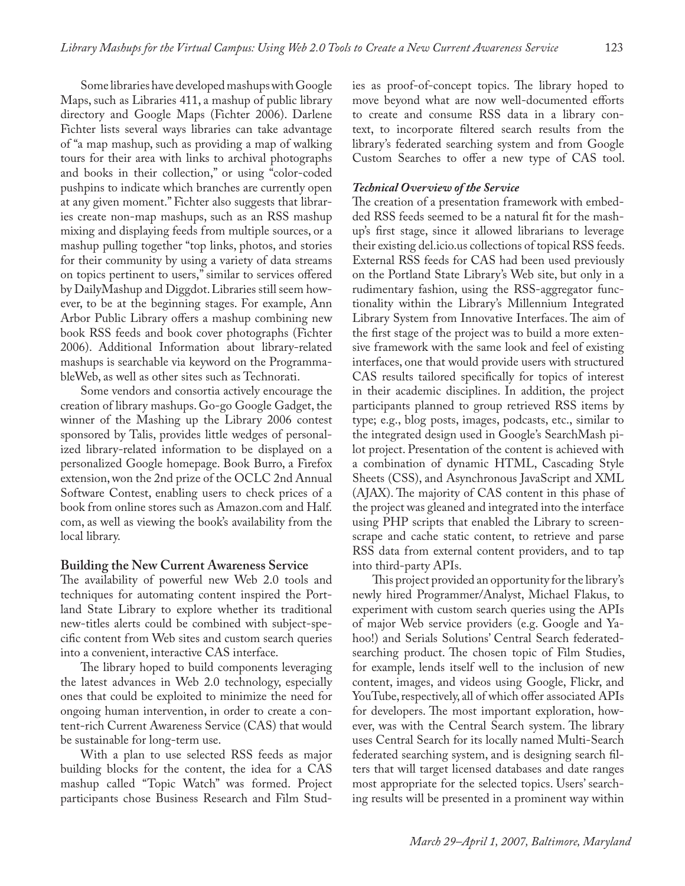Some libraries have developed mashups with Google Maps, such as Libraries 411, a mashup of public library directory and Google Maps (Fichter 2006). Darlene Fichter lists several ways libraries can take advantage of "a map mashup, such as providing a map of walking tours for their area with links to archival photographs and books in their collection," or using "color-coded pushpins to indicate which branches are currently open at any given moment." Fichter also suggests that libraries create non-map mashups, such as an RSS mashup mixing and displaying feeds from multiple sources, or a mashup pulling together "top links, photos, and stories for their community by using a variety of data streams on topics pertinent to users," similar to services offered by DailyMashup and Diggdot. Libraries still seem however, to be at the beginning stages. For example, Ann Arbor Public Library offers a mashup combining new book RSS feeds and book cover photographs (Fichter 2006). Additional Information about library-related mashups is searchable via keyword on the ProgrammableWeb, as well as other sites such as Technorati.

Some vendors and consortia actively encourage the creation of library mashups. Go-go Google Gadget, the winner of the Mashing up the Library 2006 contest sponsored by Talis, provides little wedges of personalized library-related information to be displayed on a personalized Google homepage. Book Burro, a Firefox extension, won the 2nd prize of the OCLC 2nd Annual Software Contest, enabling users to check prices of a book from online stores such as Amazon.com and Half.com, as well as viewing the book's availability from the local library.

## Building the New Current Awareness Service

The availability of powerful new Web 2.0 tools and techniques for automating content inspired the Portland State Library to explore whether its traditional new-titles alerts could be combined with subject-specific content from Web sites and custom search queries into a convenient, interactive CAS interface.

The library hoped to build components leveraging the latest advances in Web 2.0 technology, especially ones that could be exploited to minimize the need for ongoing human intervention, in order to create a content-rich Current Awareness Service (CAS) that would be sustainable for long-term use.

With a plan to use selected RSS feeds as major building blocks for the content, the idea for a CAS mashup called "Topic Watch" was formed. Project participants chose Business Research and Film Studies as proof-of-concept topics. The library hoped to move beyond what are now well-documented efforts to create and consume RSS data in a library context, to incorporate filtered search results from the library's federated searching system and from Google Custom Searches to offer a new type of CAS tool.

### *Technical Overview of the Service*

The creation of a presentation framework with embedded RSS feeds seemed to be a natural fit for the mashup's first stage, since it allowed librarians to leverage their existing del.icio.us collections of topical RSS feeds. External RSS feeds for CAS had been used previously on the Portland State Library's Web site, but only in a rudimentary fashion, using the RSS-aggregator functionality within the Library's Millennium Integrated Library System from Innovative Interfaces. The aim of the first stage of the project was to build a more extensive framework with the same look and feel of existing interfaces, one that would provide users with structured CAS results tailored specifically for topics of interest in their academic disciplines. In addition, the project participants planned to group retrieved RSS items by type; e.g., blog posts, images, podcasts, etc., similar to the integrated design used in Google's SearchMash pilot project. Presentation of the content is achieved with a combination of dynamic HTML, Cascading Style Sheets (CSS), and Asynchronous JavaScript and XML (AJAX). The majority of CAS content in this phase of the project was gleaned and integrated into the interface using PHP scripts that enabled the Library to screen-scrape and cache static content, to retrieve and parse RSS data from external content providers, and to tap into third-party APIs.

This project provided an opportunity for the library's newly hired Programmer/Analyst, Michael Flakus, to experiment with custom search queries using the APIs of major Web service providers (e.g. Google and Yahoo!) and Serials Solutions' Central Search federated-searching product. The chosen topic of Film Studies, for example, lends itself well to the inclusion of new content, images, and videos using Google, Flickr, and YouTube, respectively, all of which offer associated APIs for developers. The most important exploration, however, was with the Central Search system. The library uses Central Search for its locally named Multi-Search federated searching system, and is designing search filters that will target licensed databases and date ranges most appropriate for the selected topics. Users' searching results will be presented in a prominent way within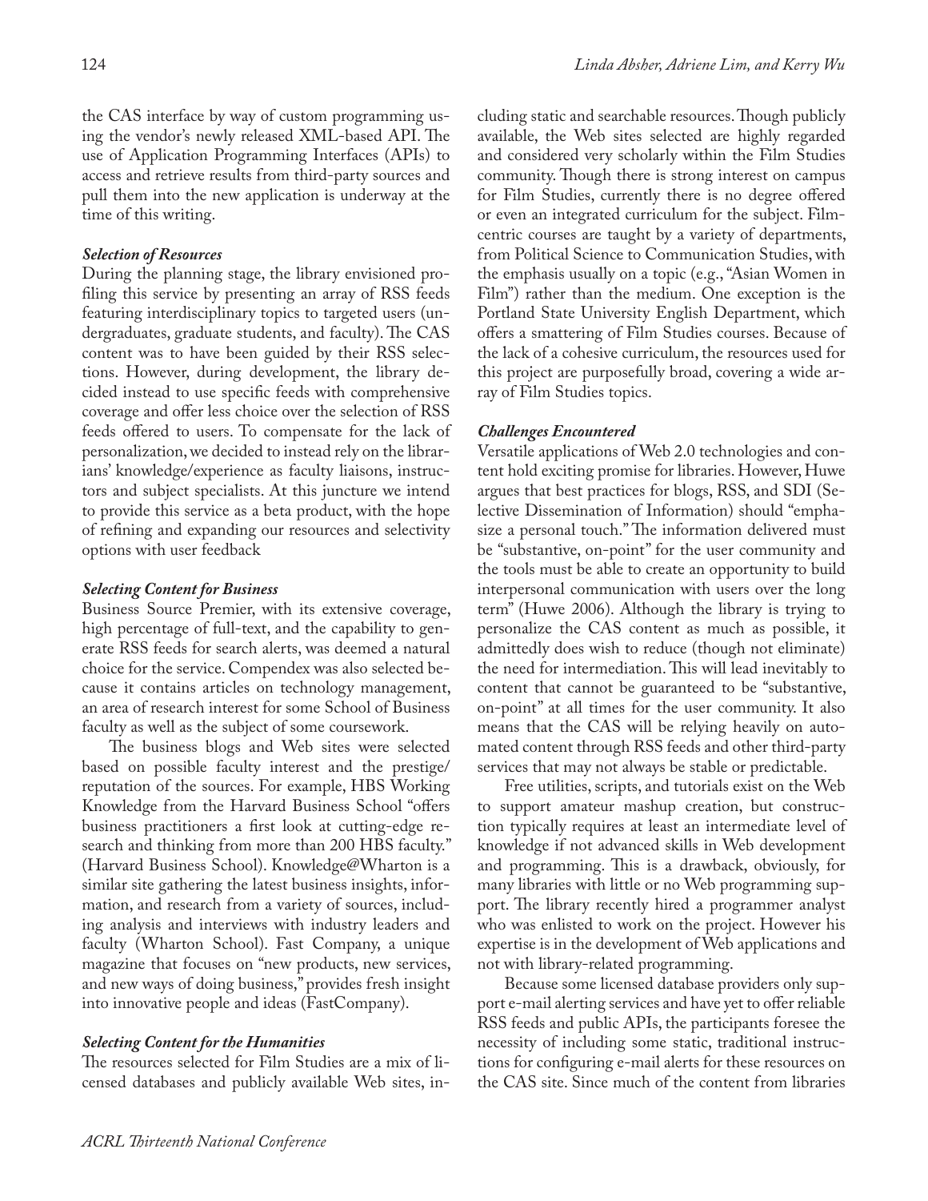the CAS interface by way of custom programming using the vendor's newly released XML-based API. The use of Application Programming Interfaces (APIs) to access and retrieve results from third-party sources and pull them into the new application is underway at the time of this writing.

***Selection of Resources***

During the planning stage, the library envisioned profiling this service by presenting an array of RSS feeds featuring interdisciplinary topics to targeted users (undergraduates, graduate students, and faculty). The CAS content was to have been guided by their RSS selections. However, during development, the library decided instead to use specific feeds with comprehensive coverage and offer less choice over the selection of RSS feeds offered to users. To compensate for the lack of personalization, we decided to instead rely on the librarians' knowledge/experience as faculty liaisons, instructors and subject specialists. At this juncture we intend to provide this service as a beta product, with the hope of refining and expanding our resources and selectivity options with user feedback

***Selecting Content for Business***

Business Source Premier, with its extensive coverage, high percentage of full-text, and the capability to generate RSS feeds for search alerts, was deemed a natural choice for the service. Compendex was also selected because it contains articles on technology management, an area of research interest for some School of Business faculty as well as the subject of some coursework.

The business blogs and Web sites were selected based on possible faculty interest and the prestige/reputation of the sources. For example, HBS Working Knowledge from the Harvard Business School "offers business practitioners a first look at cutting-edge research and thinking from more than 200 HBS faculty." (Harvard Business School). Knowledge@Wharton is a similar site gathering the latest business insights, information, and research from a variety of sources, including analysis and interviews with industry leaders and faculty (Wharton School). Fast Company, a unique magazine that focuses on "new products, new services, and new ways of doing business," provides fresh insight into innovative people and ideas (FastCompany).

***Selecting Content for the Humanities***

The resources selected for Film Studies are a mix of licensed databases and publicly available Web sites, including static and searchable resources. Though publicly available, the Web sites selected are highly regarded and considered very scholarly within the Film Studies community. Though there is strong interest on campus for Film Studies, currently there is no degree offered or even an integrated curriculum for the subject. Film-centric courses are taught by a variety of departments, from Political Science to Communication Studies, with the emphasis usually on a topic (e.g., "Asian Women in Film") rather than the medium. One exception is the Portland State University English Department, which offers a smattering of Film Studies courses. Because of the lack of a cohesive curriculum, the resources used for this project are purposefully broad, covering a wide array of Film Studies topics.

***Challenges Encountered***

Versatile applications of Web 2.0 technologies and content hold exciting promise for libraries. However, Huwe argues that best practices for blogs, RSS, and SDI (Selective Dissemination of Information) should "emphasize a personal touch." The information delivered must be "substantive, on-point" for the user community and the tools must be able to create an opportunity to build interpersonal communication with users over the long term" (Huwe 2006). Although the library is trying to personalize the CAS content as much as possible, it admittedly does wish to reduce (though not eliminate) the need for intermediation. This will lead inevitably to content that cannot be guaranteed to be "substantive, on-point" at all times for the user community. It also means that the CAS will be relying heavily on automated content through RSS feeds and other third-party services that may not always be stable or predictable.

Free utilities, scripts, and tutorials exist on the Web to support amateur mashup creation, but construction typically requires at least an intermediate level of knowledge if not advanced skills in Web development and programming. This is a drawback, obviously, for many libraries with little or no Web programming support. The library recently hired a programmer analyst who was enlisted to work on the project. However his expertise is in the development of Web applications and not with library-related programming.

Because some licensed database providers only support e-mail alerting services and have yet to offer reliable RSS feeds and public APIs, the participants foresee the necessity of including some static, traditional instructions for configuring e-mail alerts for these resources on the CAS site. Since much of the content from libraries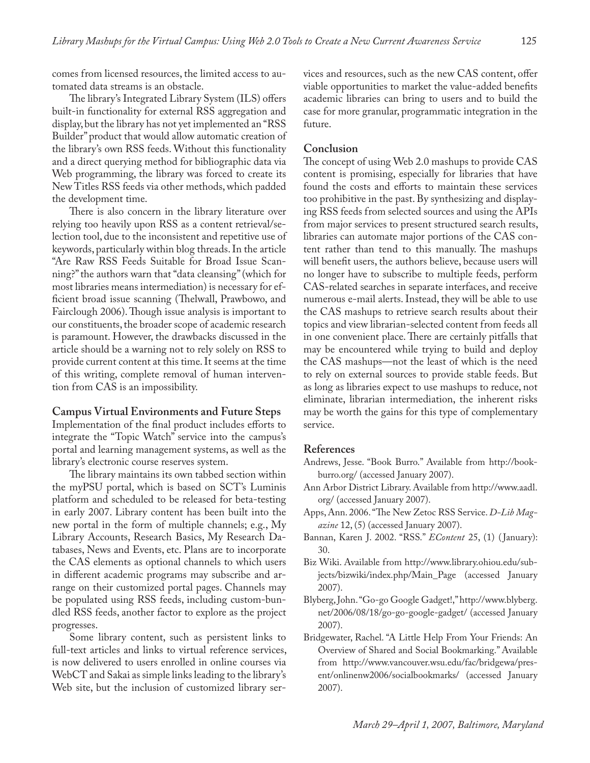comes from licensed resources, the limited access to automated data streams is an obstacle.

The library's Integrated Library System (ILS) offers built-in functionality for external RSS aggregation and display, but the library has not yet implemented an "RSS Builder" product that would allow automatic creation of the library's own RSS feeds. Without this functionality and a direct querying method for bibliographic data via Web programming, the library was forced to create its New Titles RSS feeds via other methods, which padded the development time.

There is also concern in the library literature over relying too heavily upon RSS as a content retrieval/selection tool, due to the inconsistent and repetitive use of keywords, particularly within blog threads. In the article "Are Raw RSS Feeds Suitable for Broad Issue Scanning?" the authors warn that "data cleansing" (which for most libraries means intermediation) is necessary for efficient broad issue scanning (Thelwall, Prawbowo, and Fairclough 2006). Though issue analysis is important to our constituents, the broader scope of academic research is paramount. However, the drawbacks discussed in the article should be a warning not to rely solely on RSS to provide current content at this time. It seems at the time of this writing, complete removal of human intervention from CAS is an impossibility.

### Campus Virtual Environments and Future Steps

Implementation of the final product includes efforts to integrate the "Topic Watch" service into the campus's portal and learning management systems, as well as the library's electronic course reserves system.

The library maintains its own tabbed section within the myPSU portal, which is based on SCT's Luminis platform and scheduled to be released for beta-testing in early 2007. Library content has been built into the new portal in the form of multiple channels; e.g., My Library Accounts, Research Basics, My Research Databases, News and Events, etc. Plans are to incorporate the CAS elements as optional channels to which users in different academic programs may subscribe and arrange on their customized portal pages. Channels may be populated using RSS feeds, including custom-bundled RSS feeds, another factor to explore as the project progresses.

Some library content, such as persistent links to full-text articles and links to virtual reference services, is now delivered to users enrolled in online courses via WebCT and Sakai as simple links leading to the library's Web site, but the inclusion of customized library services and resources, such as the new CAS content, offer viable opportunities to market the value-added benefits academic libraries can bring to users and to build the case for more granular, programmatic integration in the future.

### Conclusion

The concept of using Web 2.0 mashups to provide CAS content is promising, especially for libraries that have found the costs and efforts to maintain these services too prohibitive in the past. By synthesizing and displaying RSS feeds from selected sources and using the APIs from major services to present structured search results, libraries can automate major portions of the CAS content rather than tend to this manually. The mashups will benefit users, the authors believe, because users will no longer have to subscribe to multiple feeds, perform CAS-related searches in separate interfaces, and receive numerous e-mail alerts. Instead, they will be able to use the CAS mashups to retrieve search results about their topics and view librarian-selected content from feeds all in one convenient place. There are certainly pitfalls that may be encountered while trying to build and deploy the CAS mashups—not the least of which is the need to rely on external sources to provide stable feeds. But as long as libraries expect to use mashups to reduce, not eliminate, librarian intermediation, the inherent risks may be worth the gains for this type of complementary service.

### References

Andrews, Jesse. "Book Burro." Available from http://bookburro.org/ (accessed January 2007).

Ann Arbor District Library. Available from http://www.aadl.org/ (accessed January 2007).

Apps, Ann. 2006. "The New Zetoc RSS Service. *D-Lib Magazine* 12, (5) (accessed January 2007).

Bannan, Karen J. 2002. "RSS." *EContent* 25, (1) (January): 30.

Biz Wiki. Available from http://www.library.ohiou.edu/subjects/bizwiki/index.php/Main_Page (accessed January 2007).

Blyberg, John. "Go-go Google Gadget!," http://www.blyberg.net/2006/08/18/go-go-google-gadget/ (accessed January 2007).

Bridgewater, Rachel. "A Little Help From Your Friends: An Overview of Shared and Social Bookmarking." Available from http://www.vancouver.wsu.edu/fac/bridgewa/present/onlinenw2006/socialbookmarks/ (accessed January 2007).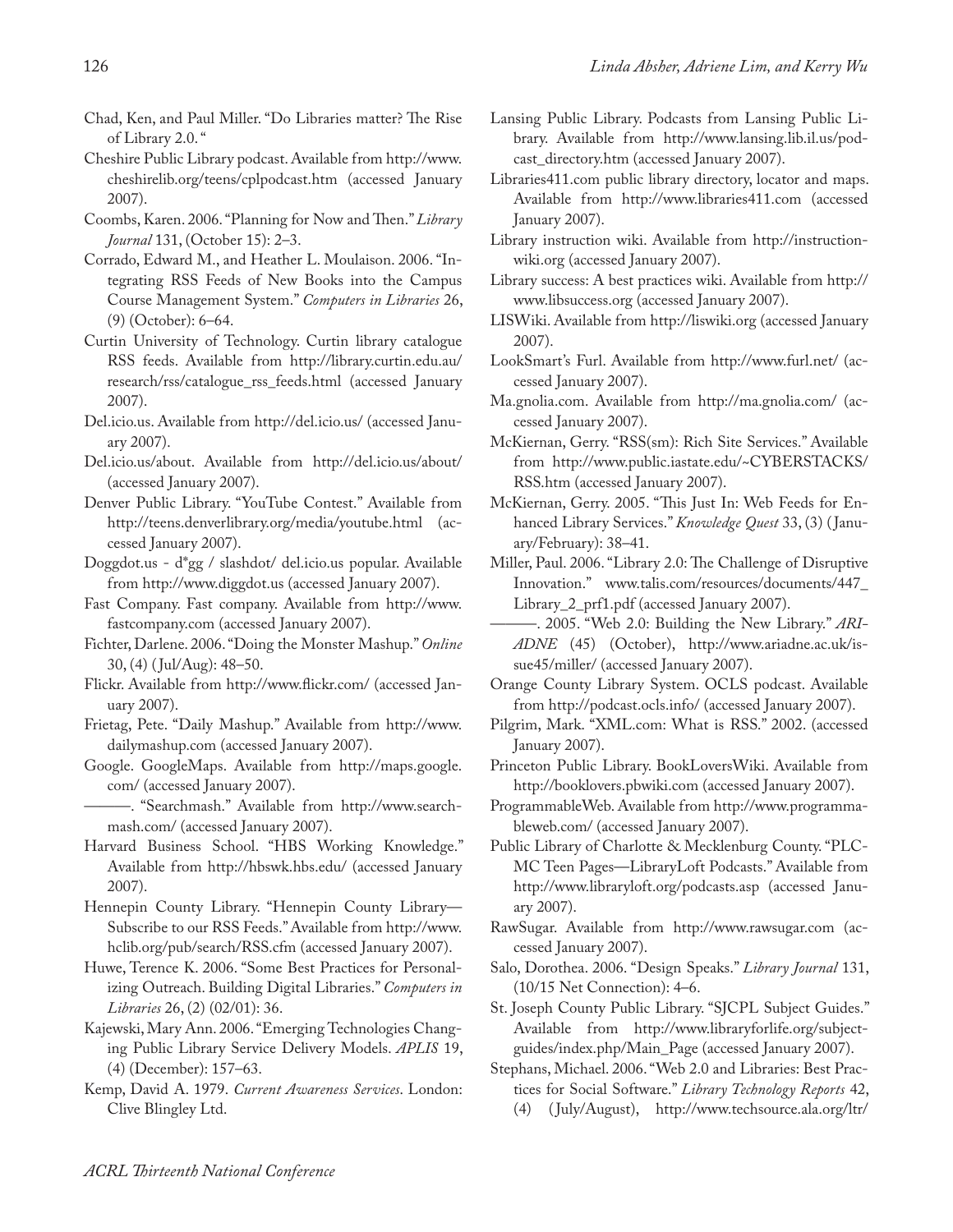Chad, Ken, and Paul Miller. "Do Libraries matter? The Rise of Library 2.0. "

Cheshire Public Library podcast. Available from http://www.cheshirelib.org/teens/cplpodcast.htm (accessed January 2007).

Coombs, Karen. 2006. "Planning for Now and Then." *Library Journal* 131, (October 15): 2–3.

Corrado, Edward M., and Heather L. Moulaison. 2006. "Integrating RSS Feeds of New Books into the Campus Course Management System." *Computers in Libraries* 26, (9) (October): 6–64.

Curtin University of Technology. Curtin library catalogue RSS feeds. Available from http://library.curtin.edu.au/research/rss/catalogue_rss_feeds.html (accessed January 2007).

Del.icio.us. Available from http://del.icio.us/ (accessed January 2007).

Del.icio.us/about. Available from http://del.icio.us/about/ (accessed January 2007).

Denver Public Library. "YouTube Contest." Available from http://teens.denverlibrary.org/media/youtube.html (accessed January 2007).

Doggdot.us - d*gg / slashdot/ del.icio.us popular. Available from http://www.diggdot.us (accessed January 2007).

Fast Company. Fast company. Available from http://www.fastcompany.com (accessed January 2007).

Fichter, Darlene. 2006. "Doing the Monster Mashup." *Online* 30, (4) (Jul/Aug): 48–50.

Flickr. Available from http://www.flickr.com/ (accessed January 2007).

Frietag, Pete. "Daily Mashup." Available from http://www.dailymashup.com (accessed January 2007).

Google. GoogleMaps. Available from http://maps.google.com/ (accessed January 2007).

———. "Searchmash." Available from http://www.searchmash.com/ (accessed January 2007).

Harvard Business School. "HBS Working Knowledge." Available from http://hbswk.hbs.edu/ (accessed January 2007).

Hennepin County Library. "Hennepin County Library—Subscribe to our RSS Feeds." Available from http://www.hclib.org/pub/search/RSS.cfm (accessed January 2007).

Huwe, Terence K. 2006. "Some Best Practices for Personalizing Outreach. Building Digital Libraries." *Computers in Libraries* 26, (2) (02/01): 36.

Kajewski, Mary Ann. 2006. "Emerging Technologies Changing Public Library Service Delivery Models. *APLIS* 19, (4) (December): 157–63.

Kemp, David A. 1979. *Current Awareness Services*. London: Clive Blingley Ltd.

Lansing Public Library. Podcasts from Lansing Public Library. Available from http://www.lansing.lib.il.us/podcast_directory.htm (accessed January 2007).

Libraries411.com public library directory, locator and maps. Available from http://www.libraries411.com (accessed January 2007).

Library instruction wiki. Available from http://instructionwiki.org (accessed January 2007).

Library success: A best practices wiki. Available from http://www.libsuccess.org (accessed January 2007).

LISWiki. Available from http://liswiki.org (accessed January 2007).

LookSmart's Furl. Available from http://www.furl.net/ (accessed January 2007).

Ma.gnolia.com. Available from http://ma.gnolia.com/ (accessed January 2007).

McKiernan, Gerry. "RSS(sm): Rich Site Services." Available from http://www.public.iastate.edu/~CYBERSTACKS/RSS.htm (accessed January 2007).

McKiernan, Gerry. 2005. "This Just In: Web Feeds for Enhanced Library Services." *Knowledge Quest* 33, (3) (January/February): 38–41.

Miller, Paul. 2006. "Library 2.0: The Challenge of Disruptive Innovation." www.talis.com/resources/documents/447_Library_2_prf1.pdf (accessed January 2007).

———. 2005. "Web 2.0: Building the New Library." *ARIADNE* (45) (October), http://www.ariadne.ac.uk/issue45/miller/ (accessed January 2007).

Orange County Library System. OCLS podcast. Available from http://podcast.ocls.info/ (accessed January 2007).

Pilgrim, Mark. "XML.com: What is RSS." 2002. (accessed January 2007).

Princeton Public Library. BookLoversWiki. Available from http://booklovers.pbwiki.com (accessed January 2007).

ProgrammableWeb. Available from http://www.programmableweb.com/ (accessed January 2007).

Public Library of Charlotte & Mecklenburg County. "PLCMC Teen Pages—LibraryLoft Podcasts." Available from http://www.libraryloft.org/podcasts.asp (accessed January 2007).

RawSugar. Available from http://www.rawsugar.com (accessed January 2007).

Salo, Dorothea. 2006. "Design Speaks." *Library Journal* 131, (10/15 Net Connection): 4–6.

St. Joseph County Public Library. "SJCPL Subject Guides." Available from http://www.libraryforlife.org/subjectguides/index.php/Main_Page (accessed January 2007).

Stephans, Michael. 2006. "Web 2.0 and Libraries: Best Practices for Social Software." *Library Technology Reports* 42, (4) (July/August), http://www.techsource.ala.org/ltr/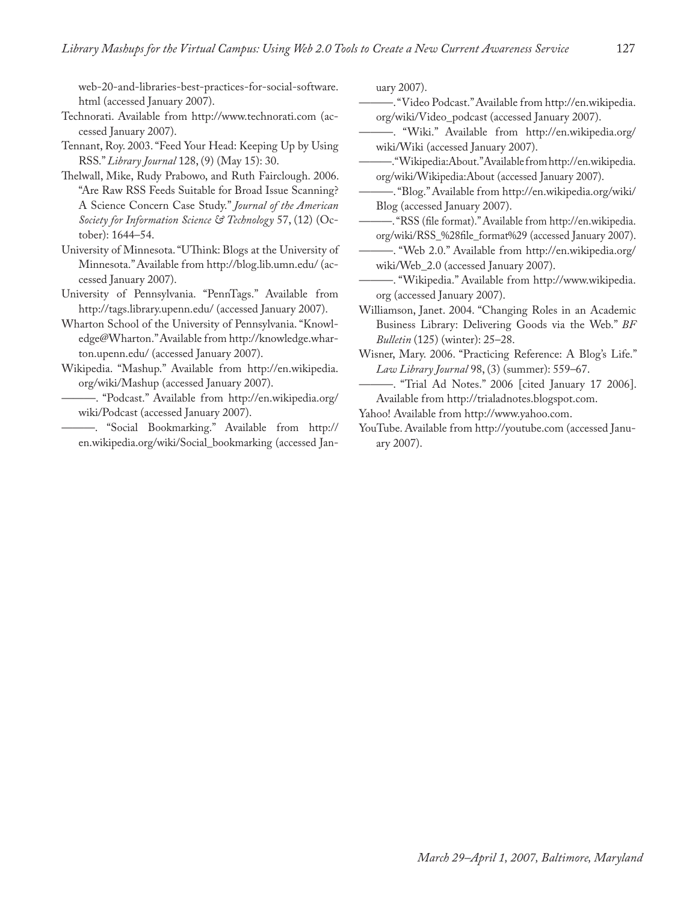web-20-and-libraries-best-practices-for-social-software.html (accessed January 2007).

Technorati. Available from http://www.technorati.com (accessed January 2007).

Tennant, Roy. 2003. "Feed Your Head: Keeping Up by Using RSS." *Library Journal* 128, (9) (May 15): 30.

Thelwall, Mike, Rudy Prabowo, and Ruth Fairclough. 2006. "Are Raw RSS Feeds Suitable for Broad Issue Scanning? A Science Concern Case Study." *Journal of the American Society for Information Science & Technology* 57, (12) (October): 1644–54.

University of Minnesota. "UThink: Blogs at the University of Minnesota." Available from http://blog.lib.umn.edu/ (accessed January 2007).

University of Pennsylvania. "PennTags." Available from http://tags.library.upenn.edu/ (accessed January 2007).

Wharton School of the University of Pennsylvania. "Knowledge@Wharton." Available from http://knowledge.wharton.upenn.edu/ (accessed January 2007).

Wikipedia. "Mashup." Available from http://en.wikipedia.org/wiki/Mashup (accessed January 2007).

———. "Podcast." Available from http://en.wikipedia.org/wiki/Podcast (accessed January 2007).

———. "Social Bookmarking." Available from http://en.wikipedia.org/wiki/Social_bookmarking (accessed January 2007).

———. "Video Podcast." Available from http://en.wikipedia.org/wiki/Video_podcast (accessed January 2007).

———. "Wiki." Available from http://en.wikipedia.org/wiki/Wiki (accessed January 2007).

———. "Wikipedia:About." Available from http://en.wikipedia.org/wiki/Wikipedia:About (accessed January 2007).

———. "Blog." Available from http://en.wikipedia.org/wiki/Blog (accessed January 2007).

———. "RSS (file format)." Available from http://en.wikipedia.org/wiki/RSS_%28file_format%29 (accessed January 2007).

———. "Web 2.0." Available from http://en.wikipedia.org/wiki/Web_2.0 (accessed January 2007).

———. "Wikipedia." Available from http://www.wikipedia.org (accessed January 2007).

Williamson, Janet. 2004. "Changing Roles in an Academic Business Library: Delivering Goods via the Web." *BF Bulletin* (125) (winter): 25–28.

Wisner, Mary. 2006. "Practicing Reference: A Blog's Life." *Law Library Journal* 98, (3) (summer): 559–67.

———. "Trial Ad Notes." 2006 [cited January 17 2006]. Available from http://trialadnotes.blogspot.com.

Yahoo! Available from http://www.yahoo.com.

YouTube. Available from http://youtube.com (accessed January 2007).